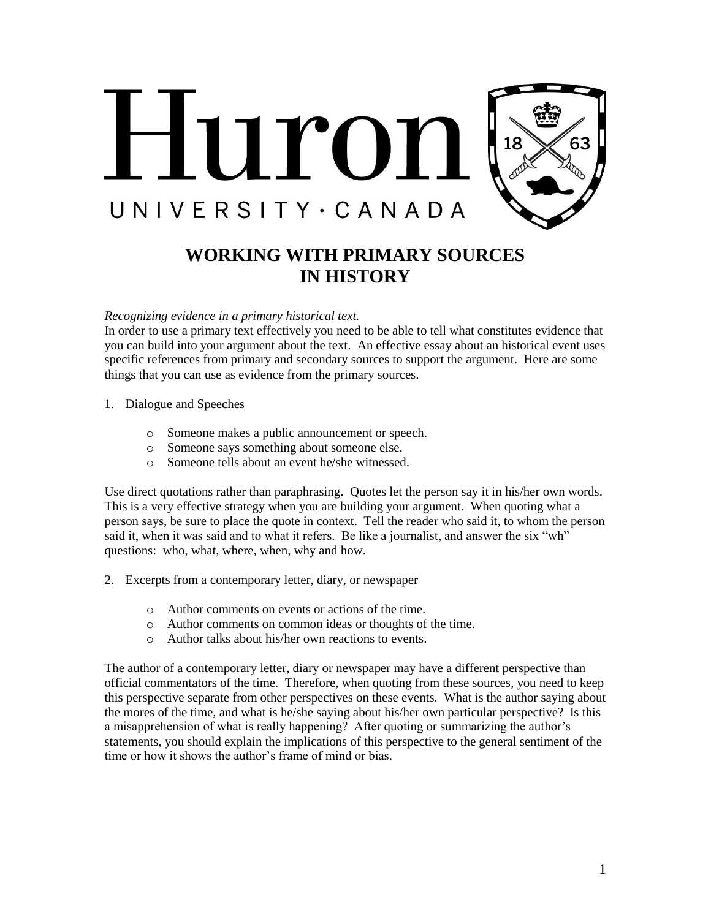# WORKING WITH PRIMARY SOURCES IN HISTORY

*Recognizing evidence in a primary historical text.*

In order to use a primary text effectively you need to be able to tell what constitutes evidence that you can build into your argument about the text. An effective essay about an historical event uses specific references from primary and secondary sources to support the argument. Here are some things that you can use as evidence from the primary sources.

1. Dialogue and Speeches

   - Someone makes a public announcement or speech.
   - Someone says something about someone else.
   - Someone tells about an event he/she witnessed.

Use direct quotations rather than paraphrasing. Quotes let the person say it in his/her own words. This is a very effective strategy when you are building your argument. When quoting what a person says, be sure to place the quote in context. Tell the reader who said it, to whom the person said it, when it was said and to what it refers. Be like a journalist, and answer the six "wh" questions: who, what, where, when, why and how.

2. Excerpts from a contemporary letter, diary, or newspaper

   - Author comments on events or actions of the time.
   - Author comments on common ideas or thoughts of the time.
   - Author talks about his/her own reactions to events.

The author of a contemporary letter, diary or newspaper may have a different perspective than official commentators of the time. Therefore, when quoting from these sources, you need to keep this perspective separate from other perspectives on these events. What is the author saying about the mores of the time, and what is he/she saying about his/her own particular perspective? Is this a misapprehension of what is really happening? After quoting or summarizing the author's statements, you should explain the implications of this perspective to the general sentiment of the time or how it shows the author's frame of mind or bias.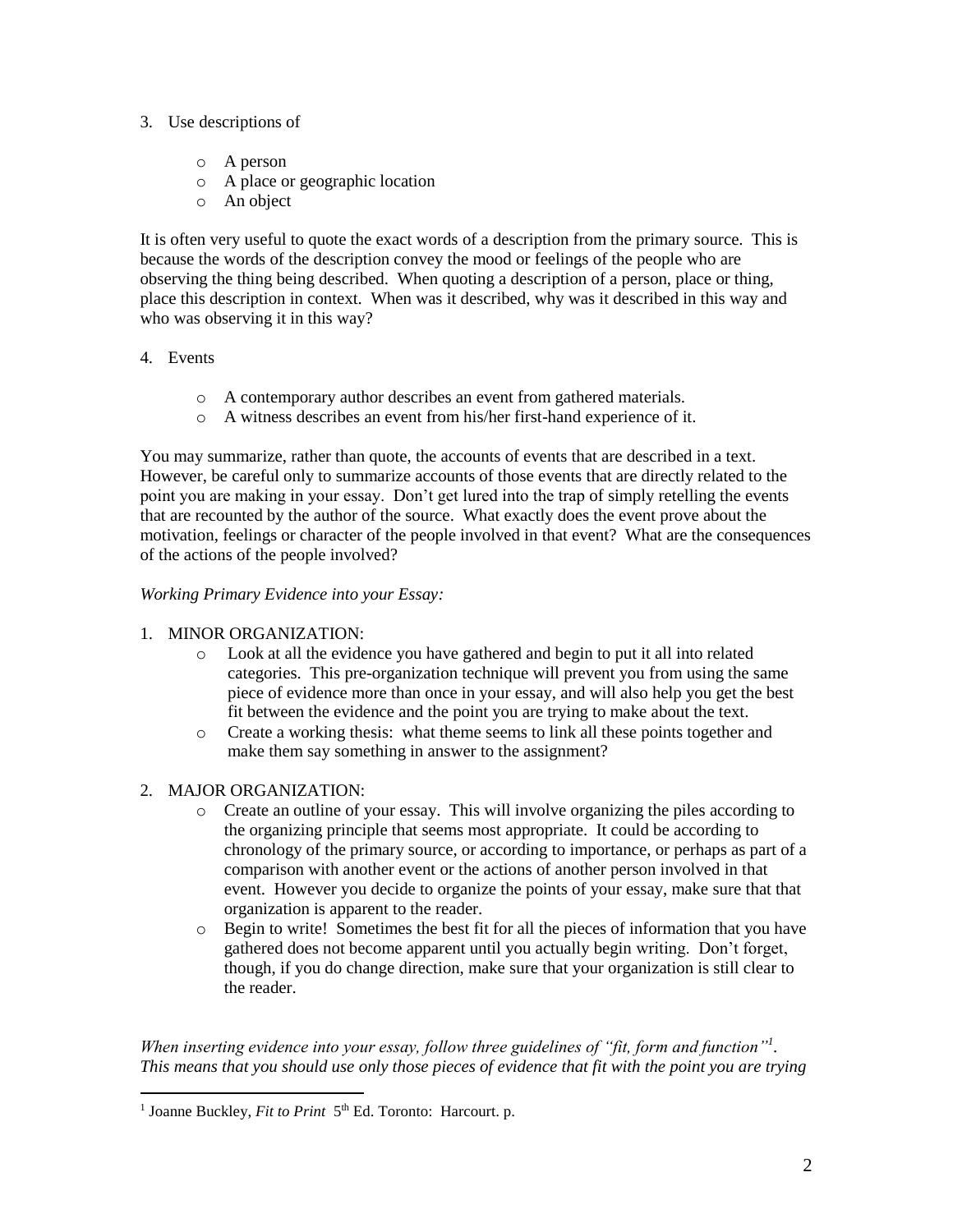3. Use descriptions of

    - A person
    - A place or geographic location
    - An object

It is often very useful to quote the exact words of a description from the primary source. This is because the words of the description convey the mood or feelings of the people who are observing the thing being described. When quoting a description of a person, place or thing, place this description in context. When was it described, why was it described in this way and who was observing it in this way?

4. Events

    - A contemporary author describes an event from gathered materials.
    - A witness describes an event from his/her first-hand experience of it.

You may summarize, rather than quote, the accounts of events that are described in a text. However, be careful only to summarize accounts of those events that are directly related to the point you are making in your essay. Don't get lured into the trap of simply retelling the events that are recounted by the author of the source. What exactly does the event prove about the motivation, feelings or character of the people involved in that event? What are the consequences of the actions of the people involved?

*Working Primary Evidence into your Essay:*

1. MINOR ORGANIZATION:
    - Look at all the evidence you have gathered and begin to put it all into related categories. This pre-organization technique will prevent you from using the same piece of evidence more than once in your essay, and will also help you get the best fit between the evidence and the point you are trying to make about the text.
    - Create a working thesis: what theme seems to link all these points together and make them say something in answer to the assignment?

2. MAJOR ORGANIZATION:
    - Create an outline of your essay. This will involve organizing the piles according to the organizing principle that seems most appropriate. It could be according to chronology of the primary source, or according to importance, or perhaps as part of a comparison with another event or the actions of another person involved in that event. However you decide to organize the points of your essay, make sure that that organization is apparent to the reader.
    - Begin to write! Sometimes the best fit for all the pieces of information that you have gathered does not become apparent until you actually begin writing. Don't forget, though, if you do change direction, make sure that your organization is still clear to the reader.

*When inserting evidence into your essay, follow three guidelines of "fit, form and function"[1]. This means that you should use only those pieces of evidence that fit with the point you are trying*

[1] Joanne Buckley, *Fit to Print* 5th Ed. Toronto: Harcourt. p.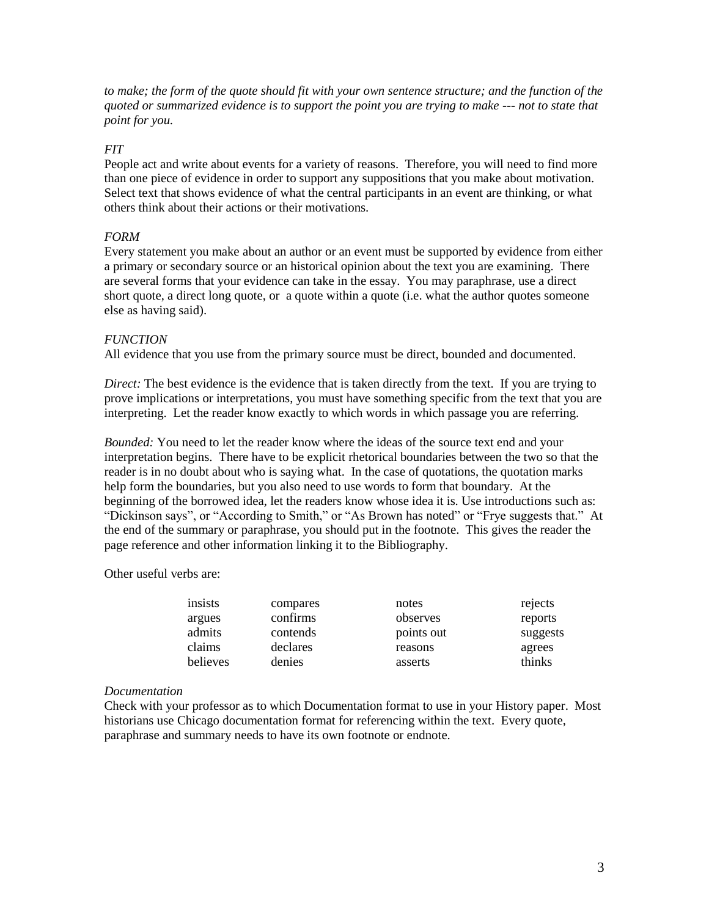*to make; the form of the quote should fit with your own sentence structure; and the function of the quoted or summarized evidence is to support the point you are trying to make --- not to state that point for you.*

*FIT*

People act and write about events for a variety of reasons. Therefore, you will need to find more than one piece of evidence in order to support any suppositions that you make about motivation. Select text that shows evidence of what the central participants in an event are thinking, or what others think about their actions or their motivations.

*FORM*

Every statement you make about an author or an event must be supported by evidence from either a primary or secondary source or an historical opinion about the text you are examining. There are several forms that your evidence can take in the essay. You may paraphrase, use a direct short quote, a direct long quote, or a quote within a quote (i.e. what the author quotes someone else as having said).

*FUNCTION*

All evidence that you use from the primary source must be direct, bounded and documented.

*Direct:* The best evidence is the evidence that is taken directly from the text. If you are trying to prove implications or interpretations, you must have something specific from the text that you are interpreting. Let the reader know exactly to which words in which passage you are referring.

*Bounded:* You need to let the reader know where the ideas of the source text end and your interpretation begins. There have to be explicit rhetorical boundaries between the two so that the reader is in no doubt about who is saying what. In the case of quotations, the quotation marks help form the boundaries, but you also need to use words to form that boundary. At the beginning of the borrowed idea, let the readers know whose idea it is. Use introductions such as: "Dickinson says", or "According to Smith," or "As Brown has noted" or "Frye suggests that." At the end of the summary or paraphrase, you should put in the footnote. This gives the reader the page reference and other information linking it to the Bibliography.

Other useful verbs are:

| | | | |
|---|---|---|---|
| insists | compares | notes | rejects |
| argues | confirms | observes | reports |
| admits | contends | points out | suggests |
| claims | declares | reasons | agrees |
| believes | denies | asserts | thinks |

*Documentation*

Check with your professor as to which Documentation format to use in your History paper. Most historians use Chicago documentation format for referencing within the text. Every quote, paraphrase and summary needs to have its own footnote or endnote.